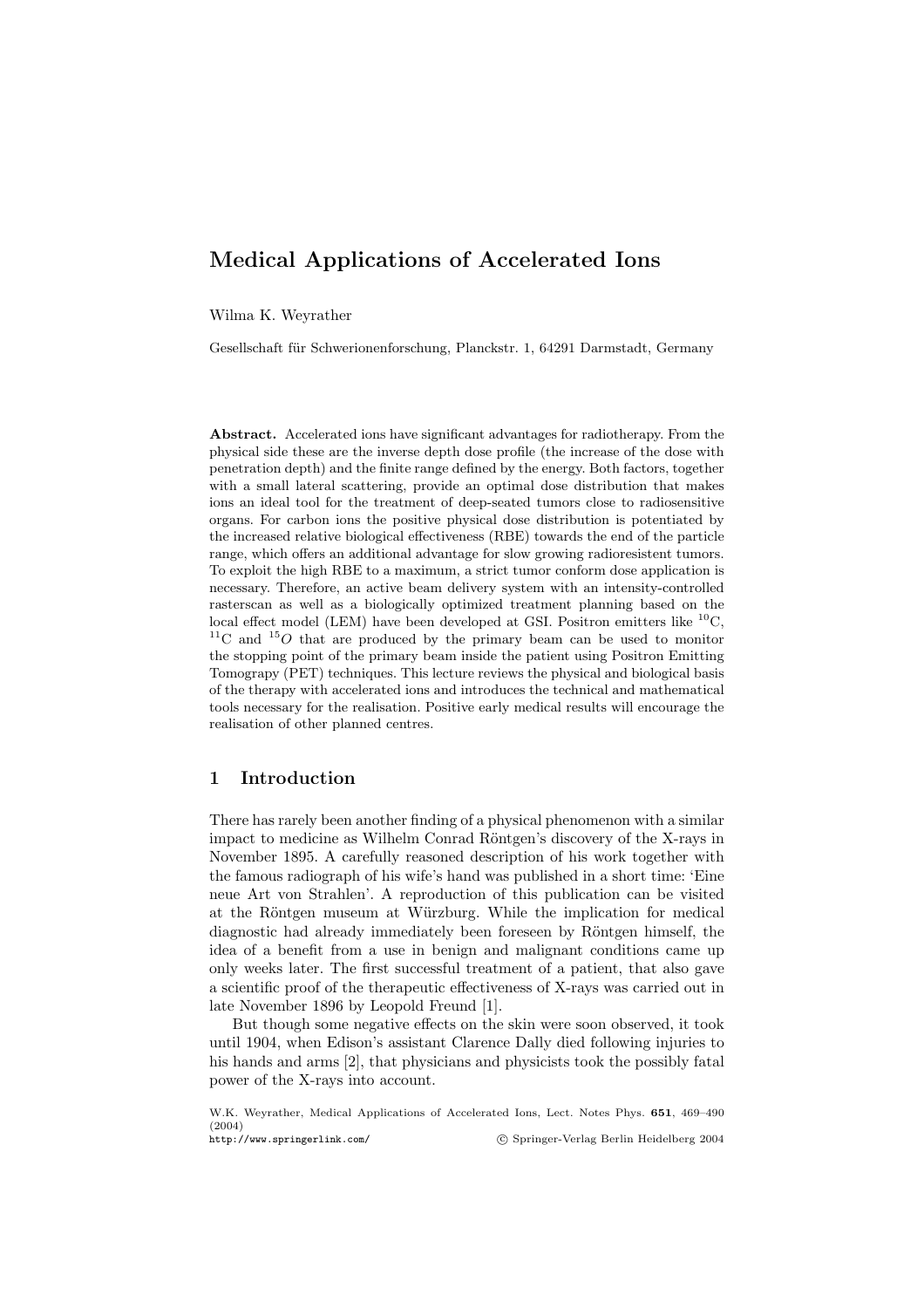# Medical Applications of Accelerated Ions

Wilma K. Weyrather

Gesellschaft für Schwerionenforschung, Planckstr. 1, 64291 Darmstadt, Germany

**Abstract.** Accelerated ions have significant advantages for radiotherapy. From the physical side these are the inverse depth dose profile (the increase of the dose with penetration depth) and the finite range defined by the energy. Both factors, together with a small lateral scattering, provide an optimal dose distribution that makes ions an ideal tool for the treatment of deep-seated tumors close to radiosensitive organs. For carbon ions the positive physical dose distribution is potentiated by the increased relative biological effectiveness (RBE) towards the end of the particle range, which offers an additional advantage for slow growing radioresistent tumors. To exploit the high RBE to a maximum, a strict tumor conform dose application is necessary. Therefore, an active beam delivery system with an intensity-controlled rasterscan as well as a biologically optimized treatment planning based on the local effect model (LEM) have been developed at GSI. Positron emitters like $^{10}$C, $^{11}$C and $^{15}O$ that are produced by the primary beam can be used to monitor the stopping point of the primary beam inside the patient using Positron Emitting Tomograpy (PET) techniques. This lecture reviews the physical and biological basis of the therapy with accelerated ions and introduces the technical and mathematical tools necessary for the realisation. Positive early medical results will encourage the realisation of other planned centres.

## 1 Introduction

There has rarely been another finding of a physical phenomenon with a similar impact to medicine as Wilhelm Conrad Röntgen's discovery of the X-rays in November 1895. A carefully reasoned description of his work together with the famous radiograph of his wife's hand was published in a short time: 'Eine neue Art von Strahlen'. A reproduction of this publication can be visited at the Röntgen museum at Würzburg. While the implication for medical diagnostic had already immediately been foreseen by Röntgen himself, the idea of a benefit from a use in benign and malignant conditions came up only weeks later. The first successful treatment of a patient, that also gave a scientific proof of the therapeutic effectiveness of X-rays was carried out in late November 1896 by Leopold Freund [1].

But though some negative effects on the skin were soon observed, it took until 1904, when Edison's assistant Clarence Dally died following injuries to his hands and arms [2], that physicians and physicists took the possibly fatal power of the X-rays into account.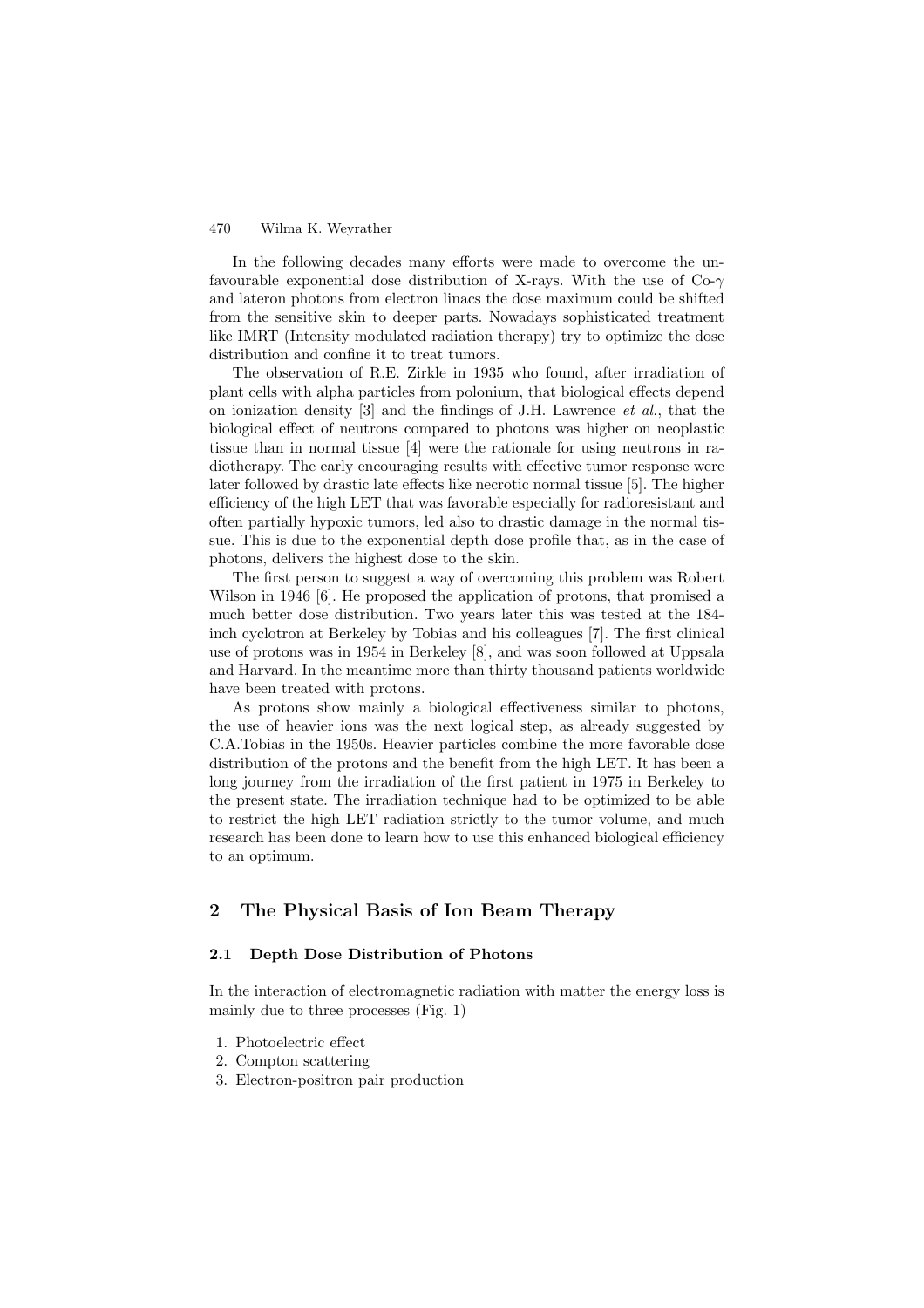In the following decades many efforts were made to overcome the unfavourable exponential dose distribution of X-rays. With the use of Co-$\gamma$ and lateron photons from electron linacs the dose maximum could be shifted from the sensitive skin to deeper parts. Nowadays sophisticated treatment like IMRT (Intensity modulated radiation therapy) try to optimize the dose distribution and confine it to treat tumors.

The observation of R.E. Zirkle in 1935 who found, after irradiation of plant cells with alpha particles from polonium, that biological effects depend on ionization density [3] and the findings of J.H. Lawrence *et al.*, that the biological effect of neutrons compared to photons was higher on neoplastic tissue than in normal tissue [4] were the rationale for using neutrons in radiotherapy. The early encouraging results with effective tumor response were later followed by drastic late effects like necrotic normal tissue [5]. The higher efficiency of the high LET that was favorable especially for radioresistant and often partially hypoxic tumors, led also to drastic damage in the normal tissue. This is due to the exponential depth dose profile that, as in the case of photons, delivers the highest dose to the skin.

The first person to suggest a way of overcoming this problem was Robert Wilson in 1946 [6]. He proposed the application of protons, that promised a much better dose distribution. Two years later this was tested at the 184-inch cyclotron at Berkeley by Tobias and his colleagues [7]. The first clinical use of protons was in 1954 in Berkeley [8], and was soon followed at Uppsala and Harvard. In the meantime more than thirty thousand patients worldwide have been treated with protons.

As protons show mainly a biological effectiveness similar to photons, the use of heavier ions was the next logical step, as already suggested by C.A.Tobias in the 1950s. Heavier particles combine the more favorable dose distribution of the protons and the benefit from the high LET. It has been a long journey from the irradiation of the first patient in 1975 in Berkeley to the present state. The irradiation technique had to be optimized to be able to restrict the high LET radiation strictly to the tumor volume, and much research has been done to learn how to use this enhanced biological efficiency to an optimum.

## 2 The Physical Basis of Ion Beam Therapy

### 2.1 Depth Dose Distribution of Photons

In the interaction of electromagnetic radiation with matter the energy loss is mainly due to three processes (Fig. 1)

1. Photoelectric effect
2. Compton scattering
3. Electron-positron pair production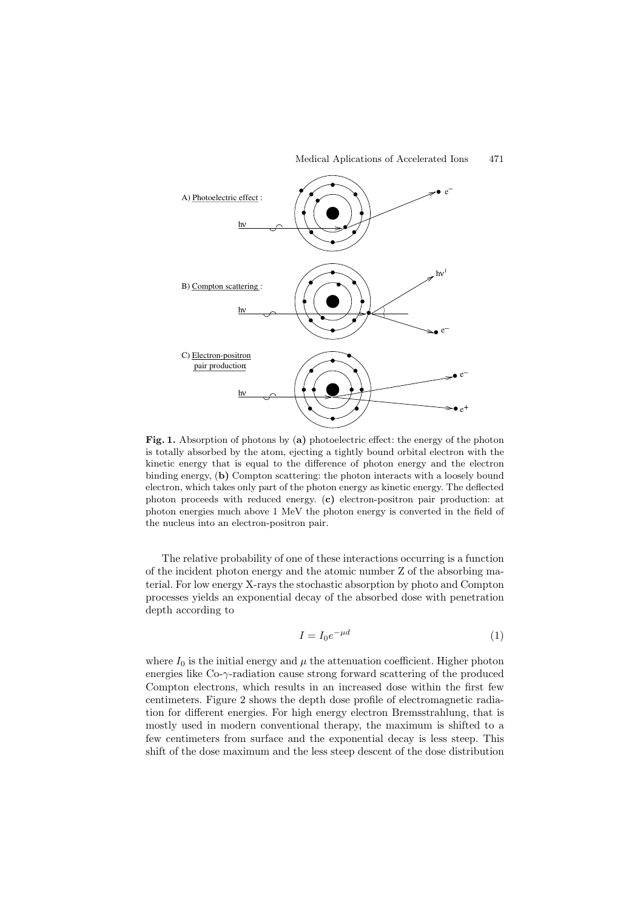**Fig. 1.** Absorption of photons by (**a)** photoelectric effect: the energy of the photon is totally absorbed by the atom, ejecting a tightly bound orbital electron with the kinetic energy that is equal to the difference of photon energy and the electron binding energy, (**b)** Compton scattering: the photon interacts with a loosely bound electron, which takes only part of the photon energy as kinetic energy. The deflected photon proceeds with reduced energy. (**c)** electron-positron pair production: at photon energies much above 1 MeV the photon energy is converted in the field of the nucleus into an electron-positron pair.

The relative probability of one of these interactions occurring is a function of the incident photon energy and the atomic number Z of the absorbing material. For low energy X-rays the stochastic absorption by photo and Compton processes yields an exponential decay of the absorbed dose with penetration depth according to

$$I = I_0 e^{-\mu d} \tag{1}$$

where $I_0$ is the initial energy and $\mu$ the attenuation coefficient. Higher photon energies like Co-$\gamma$-radiation cause strong forward scattering of the produced Compton electrons, which results in an increased dose within the first few centimeters. Figure 2 shows the depth dose profile of electromagnetic radiation for different energies. For high energy electron Bremsstrahlung, that is mostly used in modern conventional therapy, the maximum is shifted to a few centimeters from surface and the exponential decay is less steep. This shift of the dose maximum and the less steep descent of the dose distribution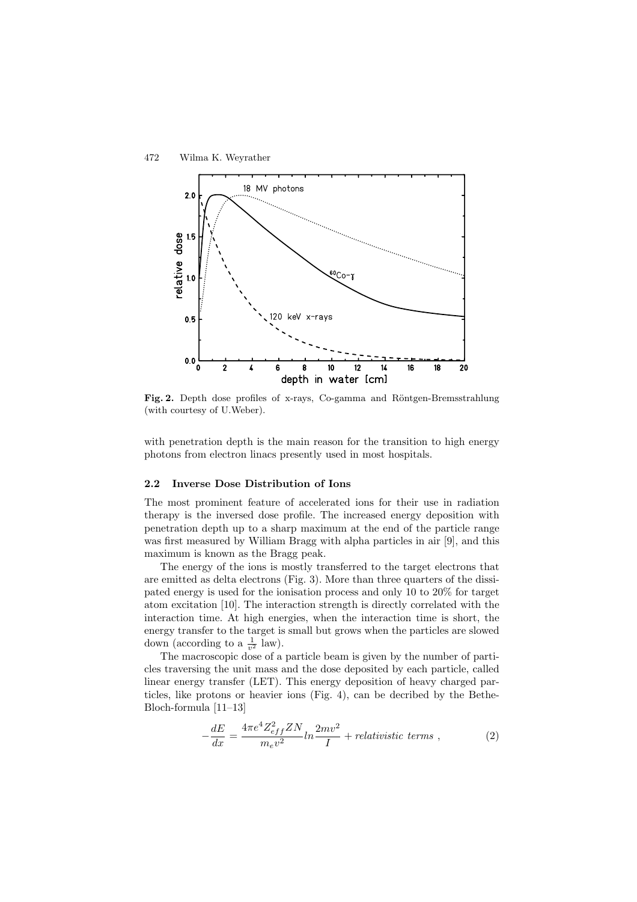**Fig. 2.** Depth dose profiles of x-rays, Co-gamma and Röntgen-Bremsstrahlung (with courtesy of U.Weber).

with penetration depth is the main reason for the transition to high energy photons from electron linacs presently used in most hospitals.

### 2.2 Inverse Dose Distribution of Ions

The most prominent feature of accelerated ions for their use in radiation therapy is the inversed dose profile. The increased energy deposition with penetration depth up to a sharp maximum at the end of the particle range was first measured by William Bragg with alpha particles in air [9], and this maximum is known as the Bragg peak.

The energy of the ions is mostly transferred to the target electrons that are emitted as delta electrons (Fig. 3). More than three quarters of the dissipated energy is used for the ionisation process and only 10 to 20% for target atom excitation [10]. The interaction strength is directly correlated with the interaction time. At high energies, when the interaction time is short, the energy transfer to the target is small but grows when the particles are slowed down (according to a $\frac{1}{v^2}$ law).

The macroscopic dose of a particle beam is given by the number of particles traversing the unit mass and the dose deposited by each particle, called linear energy transfer (LET). This energy deposition of heavy charged particles, like protons or heavier ions (Fig. 4), can be decribed by the Bethe-Bloch-formula [11–13]

$$-\frac{dE}{dx} = \frac{4\pi e^4 Z_{eff}^2 Z N}{m_e v^2} ln \frac{2mv^2}{I} + relativistic\ terms\ , \qquad (2)$$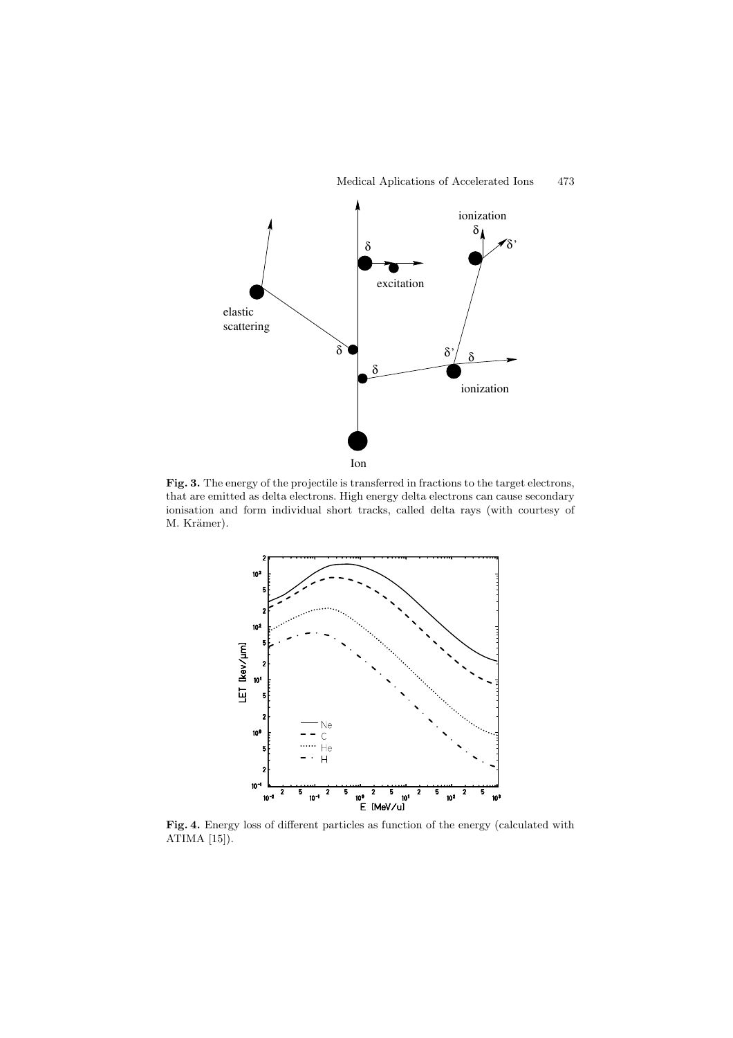**Fig. 3.** The energy of the projectile is transferred in fractions to the target electrons, that are emitted as delta electrons. High energy delta electrons can cause secondary ionisation and form individual short tracks, called delta rays (with courtesy of M. Krämer).

**Fig. 4.** Energy loss of different particles as function of the energy (calculated with ATIMA [15]).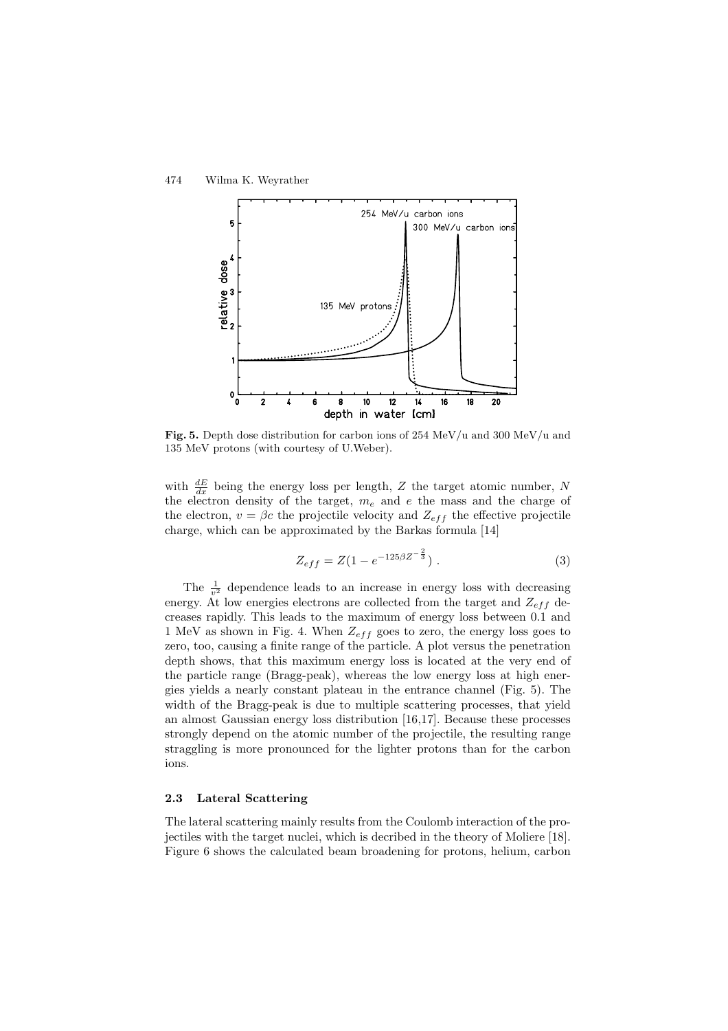**Fig. 5.** Depth dose distribution for carbon ions of 254 MeV/u and 300 MeV/u and 135 MeV protons (with courtesy of U.Weber).

with $\frac{dE}{dx}$ being the energy loss per length, $Z$ the target atomic number, $N$ the electron density of the target, $m_e$ and $e$ the mass and the charge of the electron, $v = \beta c$ the projectile velocity and $Z_{eff}$ the effective projectile charge, which can be approximated by the Barkas formula [14]

$$Z_{eff} = Z(1 - e^{-125\beta Z^{-\frac{2}{3}}}) . \tag{3}$$

The $\frac{1}{v^2}$ dependence leads to an increase in energy loss with decreasing energy. At low energies electrons are collected from the target and $Z_{eff}$ decreases rapidly. This leads to the maximum of energy loss between 0.1 and 1 MeV as shown in Fig. 4. When $Z_{eff}$ goes to zero, the energy loss goes to zero, too, causing a finite range of the particle. A plot versus the penetration depth shows, that this maximum energy loss is located at the very end of the particle range (Bragg-peak), whereas the low energy loss at high energies yields a nearly constant plateau in the entrance channel (Fig. 5). The width of the Bragg-peak is due to multiple scattering processes, that yield an almost Gaussian energy loss distribution [16,17]. Because these processes strongly depend on the atomic number of the projectile, the resulting range straggling is more pronounced for the lighter protons than for the carbon ions.

### 2.3 Lateral Scattering

The lateral scattering mainly results from the Coulomb interaction of the projectiles with the target nuclei, which is decribed in the theory of Moliere [18]. Figure 6 shows the calculated beam broadening for protons, helium, carbon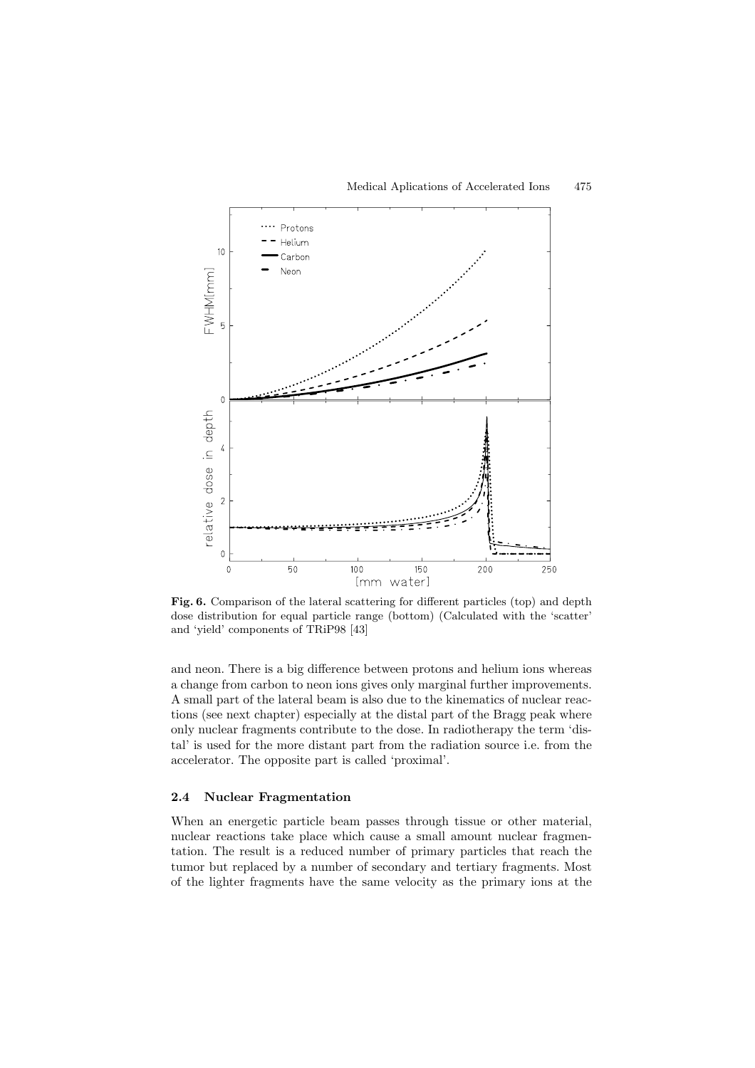**Fig. 6.** Comparison of the lateral scattering for different particles (top) and depth dose distribution for equal particle range (bottom) (Calculated with the 'scatter' and 'yield' components of TRiP98 [43]

and neon. There is a big difference between protons and helium ions whereas a change from carbon to neon ions gives only marginal further improvements. A small part of the lateral beam is also due to the kinematics of nuclear reactions (see next chapter) especially at the distal part of the Bragg peak where only nuclear fragments contribute to the dose. In radiotherapy the term 'distal' is used for the more distant part from the radiation source i.e. from the accelerator. The opposite part is called 'proximal'.

### 2.4 Nuclear Fragmentation

When an energetic particle beam passes through tissue or other material, nuclear reactions take place which cause a small amount nuclear fragmentation. The result is a reduced number of primary particles that reach the tumor but replaced by a number of secondary and tertiary fragments. Most of the lighter fragments have the same velocity as the primary ions at the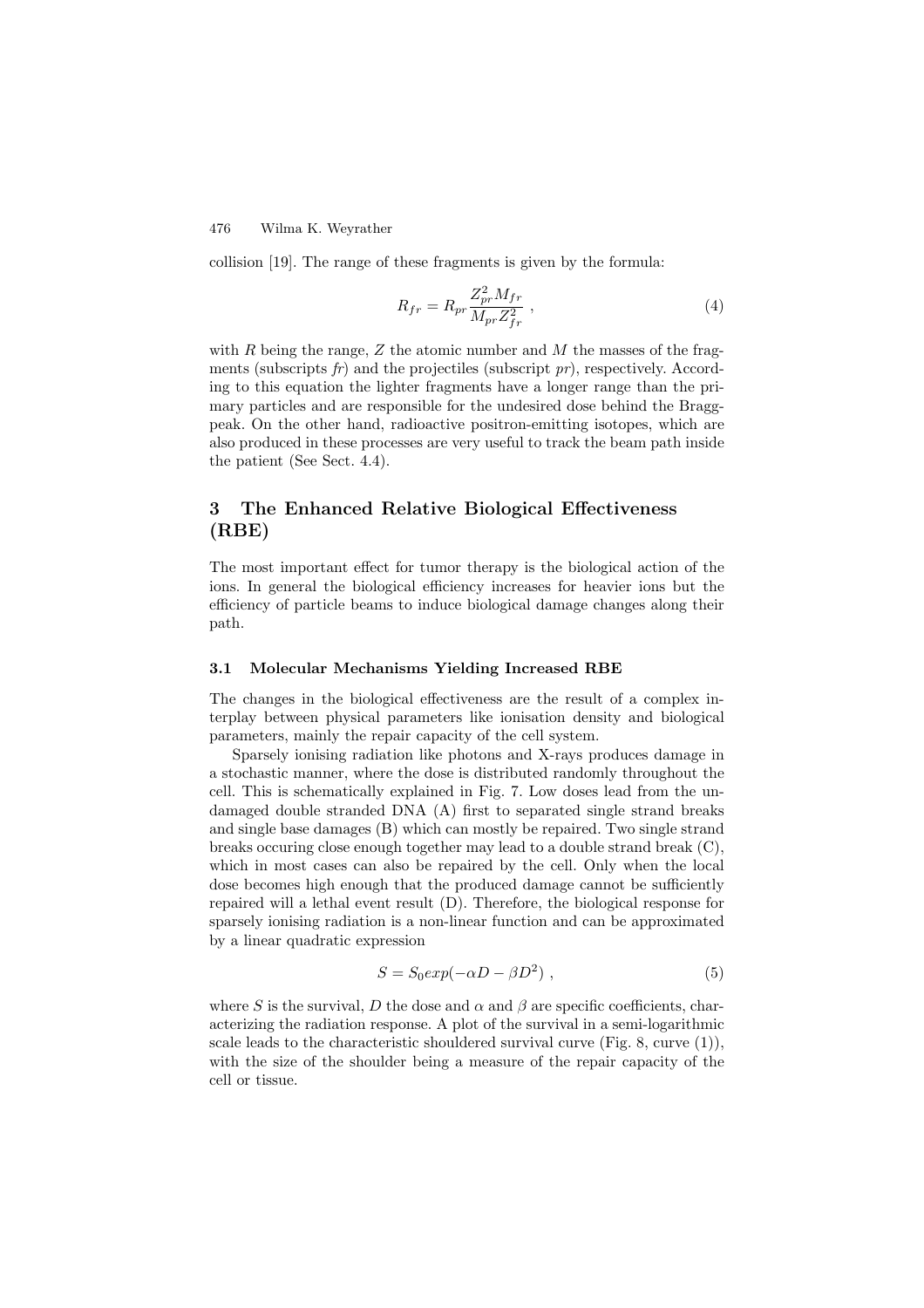collision [19]. The range of these fragments is given by the formula:

$$R_{fr} = R_{pr} \frac{Z_{pr}^2 M_{fr}}{M_{pr} Z_{fr}^2} \ , \tag{4}$$

with $R$ being the range, $Z$ the atomic number and $M$ the masses of the fragments (subscripts *fr*) and the projectiles (subscript *pr*), respectively. According to this equation the lighter fragments have a longer range than the primary particles and are responsible for the undesired dose behind the Bragg-peak. On the other hand, radioactive positron-emitting isotopes, which are also produced in these processes are very useful to track the beam path inside the patient (See Sect. 4.4).

## 3 The Enhanced Relative Biological Effectiveness (RBE)

The most important effect for tumor therapy is the biological action of the ions. In general the biological efficiency increases for heavier ions but the efficiency of particle beams to induce biological damage changes along their path.

### 3.1 Molecular Mechanisms Yielding Increased RBE

The changes in the biological effectiveness are the result of a complex interplay between physical parameters like ionisation density and biological parameters, mainly the repair capacity of the cell system.

Sparsely ionising radiation like photons and X-rays produces damage in a stochastic manner, where the dose is distributed randomly throughout the cell. This is schematically explained in Fig. 7. Low doses lead from the undamaged double stranded DNA (A) first to separated single strand breaks and single base damages (B) which can mostly be repaired. Two single strand breaks occuring close enough together may lead to a double strand break (C), which in most cases can also be repaired by the cell. Only when the local dose becomes high enough that the produced damage cannot be sufficiently repaired will a lethal event result (D). Therefore, the biological response for sparsely ionising radiation is a non-linear function and can be approximated by a linear quadratic expression

$$S = S_0 exp(-\alpha D - \beta D^2) \ , \tag{5}$$

where $S$ is the survival, $D$ the dose and $\alpha$ and $\beta$ are specific coefficients, characterizing the radiation response. A plot of the survival in a semi-logarithmic scale leads to the characteristic shouldered survival curve (Fig. 8, curve (1)), with the size of the shoulder being a measure of the repair capacity of the cell or tissue.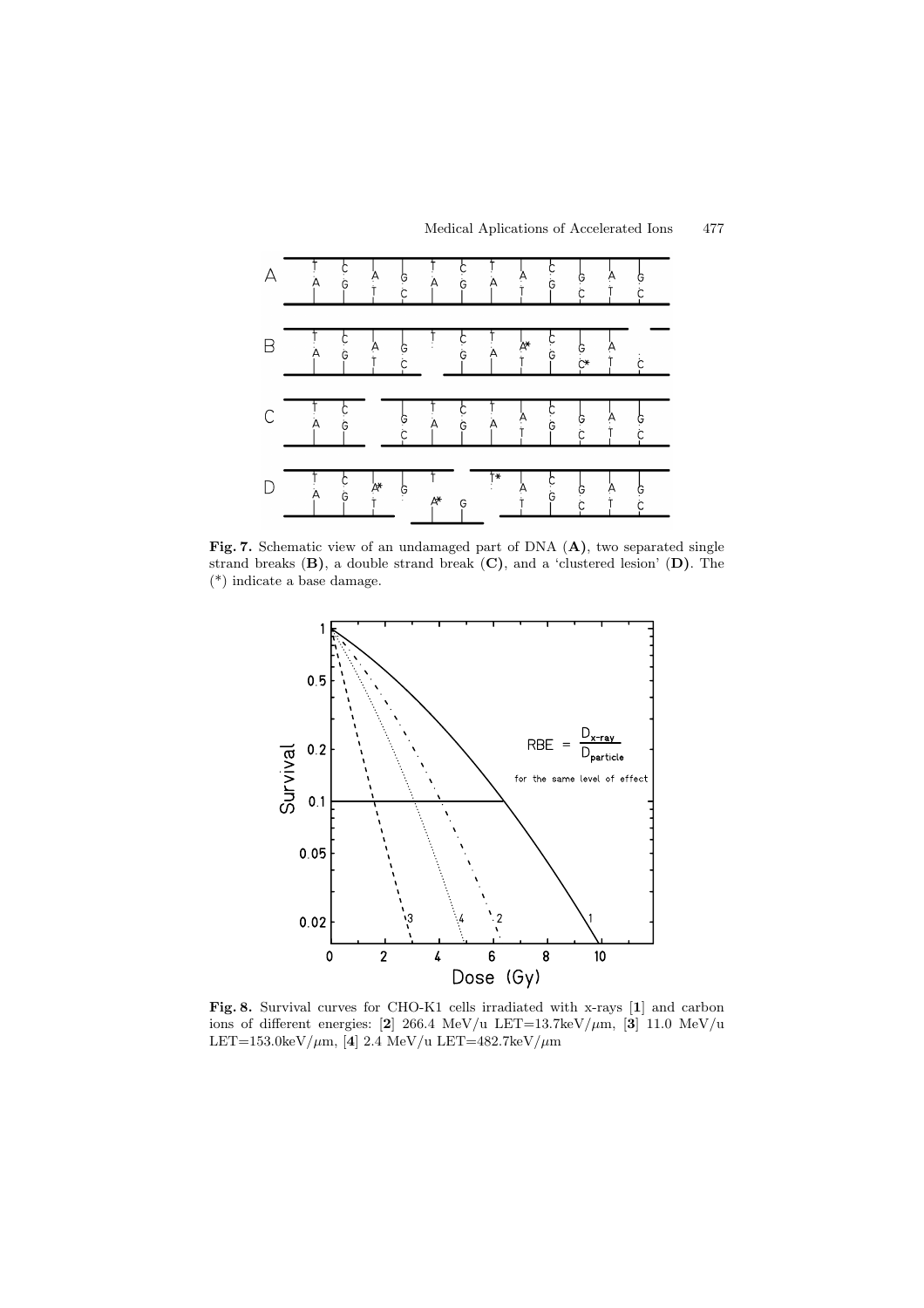**Fig. 7.** Schematic view of an undamaged part of DNA (**A**), two separated single strand breaks (**B**), a double strand break (**C**), and a 'clustered lesion' (**D**). The (*) indicate a base damage.

**Fig. 8.** Survival curves for CHO-K1 cells irradiated with x-rays [**1**] and carbon ions of different energies: [**2**] 266.4 MeV/u LET=13.7keV/$\mu$m, [**3**] 11.0 MeV/u LET=153.0keV/$\mu$m, [**4**] 2.4 MeV/u LET=482.7keV/$\mu$m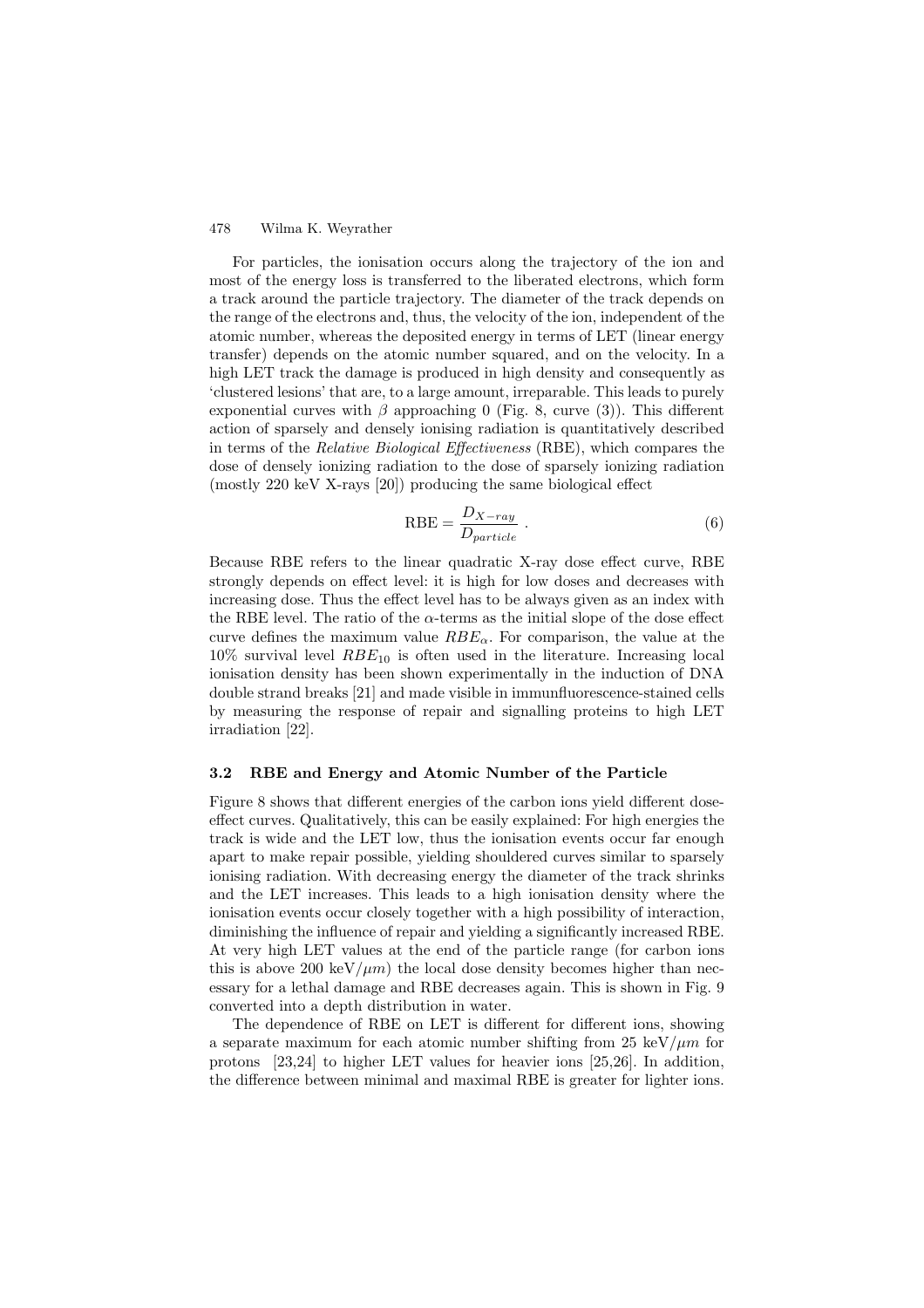For particles, the ionisation occurs along the trajectory of the ion and most of the energy loss is transferred to the liberated electrons, which form a track around the particle trajectory. The diameter of the track depends on the range of the electrons and, thus, the velocity of the ion, independent of the atomic number, whereas the deposited energy in terms of LET (linear energy transfer) depends on the atomic number squared, and on the velocity. In a high LET track the damage is produced in high density and consequently as 'clustered lesions' that are, to a large amount, irreparable. This leads to purely exponential curves with $\beta$ approaching 0 (Fig. 8, curve (3)). This different action of sparsely and densely ionising radiation is quantitatively described in terms of the *Relative Biological Effectiveness* (RBE), which compares the dose of densely ionizing radiation to the dose of sparsely ionizing radiation (mostly 220 keV X-rays [20]) producing the same biological effect

$$\mathrm{RBE} = \frac{D_{X-ray}}{D_{particle}} \ . \tag{6}$$

Because RBE refers to the linear quadratic X-ray dose effect curve, RBE strongly depends on effect level: it is high for low doses and decreases with increasing dose. Thus the effect level has to be always given as an index with the RBE level. The ratio of the $\alpha$-terms as the initial slope of the dose effect curve defines the maximum value $RBE_{\alpha}$. For comparison, the value at the 10% survival level $RBE_{10}$ is often used in the literature. Increasing local ionisation density has been shown experimentally in the induction of DNA double strand breaks [21] and made visible in immunfluorescence-stained cells by measuring the response of repair and signalling proteins to high LET irradiation [22].

### 3.2 RBE and Energy and Atomic Number of the Particle

Figure 8 shows that different energies of the carbon ions yield different dose-effect curves. Qualitatively, this can be easily explained: For high energies the track is wide and the LET low, thus the ionisation events occur far enough apart to make repair possible, yielding shouldered curves similar to sparsely ionising radiation. With decreasing energy the diameter of the track shrinks and the LET increases. This leads to a high ionisation density where the ionisation events occur closely together with a high possibility of interaction, diminishing the influence of repair and yielding a significantly increased RBE. At very high LET values at the end of the particle range (for carbon ions this is above 200 keV/$\mu m$) the local dose density becomes higher than necessary for a lethal damage and RBE decreases again. This is shown in Fig. 9 converted into a depth distribution in water.

The dependence of RBE on LET is different for different ions, showing a separate maximum for each atomic number shifting from 25 keV/$\mu m$ for protons [23,24] to higher LET values for heavier ions [25,26]. In addition, the difference between minimal and maximal RBE is greater for lighter ions.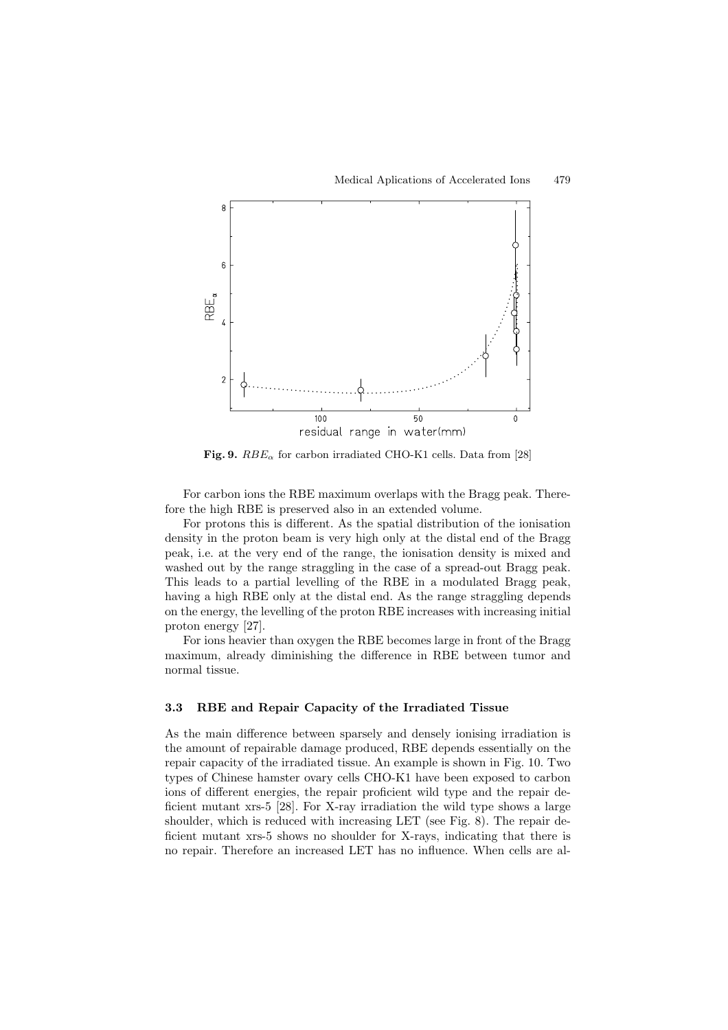**Fig. 9.** $RBE_\alpha$ for carbon irradiated CHO-K1 cells. Data from [28]

For carbon ions the RBE maximum overlaps with the Bragg peak. Therefore the high RBE is preserved also in an extended volume.

For protons this is different. As the spatial distribution of the ionisation density in the proton beam is very high only at the distal end of the Bragg peak, i.e. at the very end of the range, the ionisation density is mixed and washed out by the range straggling in the case of a spread-out Bragg peak. This leads to a partial levelling of the RBE in a modulated Bragg peak, having a high RBE only at the distal end. As the range straggling depends on the energy, the levelling of the proton RBE increases with increasing initial proton energy [27].

For ions heavier than oxygen the RBE becomes large in front of the Bragg maximum, already diminishing the difference in RBE between tumor and normal tissue.

### 3.3 RBE and Repair Capacity of the Irradiated Tissue

As the main difference between sparsely and densely ionising irradiation is the amount of repairable damage produced, RBE depends essentially on the repair capacity of the irradiated tissue. An example is shown in Fig. 10. Two types of Chinese hamster ovary cells CHO-K1 have been exposed to carbon ions of different energies, the repair proficient wild type and the repair deficient mutant xrs-5 [28]. For X-ray irradiation the wild type shows a large shoulder, which is reduced with increasing LET (see Fig. 8). The repair deficient mutant xrs-5 shows no shoulder for X-rays, indicating that there is no repair. Therefore an increased LET has no influence. When cells are al-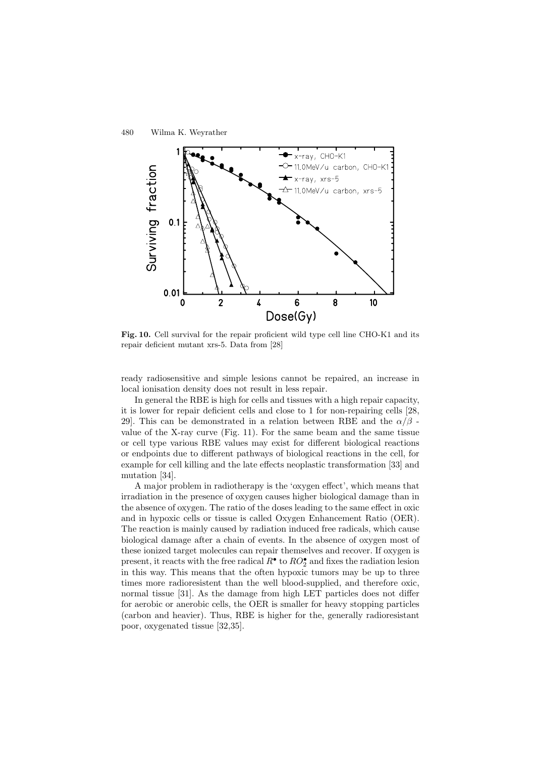**Fig. 10.** Cell survival for the repair proficient wild type cell line CHO-K1 and its repair deficient mutant xrs-5. Data from [28]

ready radiosensitive and simple lesions cannot be repaired, an increase in local ionisation density does not result in less repair.

In general the RBE is high for cells and tissues with a high repair capacity, it is lower for repair deficient cells and close to 1 for non-repairing cells [28, 29]. This can be demonstrated in a relation between RBE and the $\alpha/\beta$ - value of the X-ray curve (Fig. 11). For the same beam and the same tissue or cell type various RBE values may exist for different biological reactions or endpoints due to different pathways of biological reactions in the cell, for example for cell killing and the late effects neoplastic transformation [33] and mutation [34].

A major problem in radiotherapy is the 'oxygen effect', which means that irradiation in the presence of oxygen causes higher biological damage than in the absence of oxygen. The ratio of the doses leading to the same effect in oxic and in hypoxic cells or tissue is called Oxygen Enhancement Ratio (OER). The reaction is mainly caused by radiation induced free radicals, which cause biological damage after a chain of events. In the absence of oxygen most of these ionized target molecules can repair themselves and recover. If oxygen is present, it reacts with the free radical $R^{\bullet}$ to $RO_2^{\bullet}$ and fixes the radiation lesion in this way. This means that the often hypoxic tumors may be up to three times more radioresistent than the well blood-supplied, and therefore oxic, normal tissue [31]. As the damage from high LET particles does not differ for aerobic or anerobic cells, the OER is smaller for heavy stopping particles (carbon and heavier). Thus, RBE is higher for the, generally radioresistant poor, oxygenated tissue [32,35].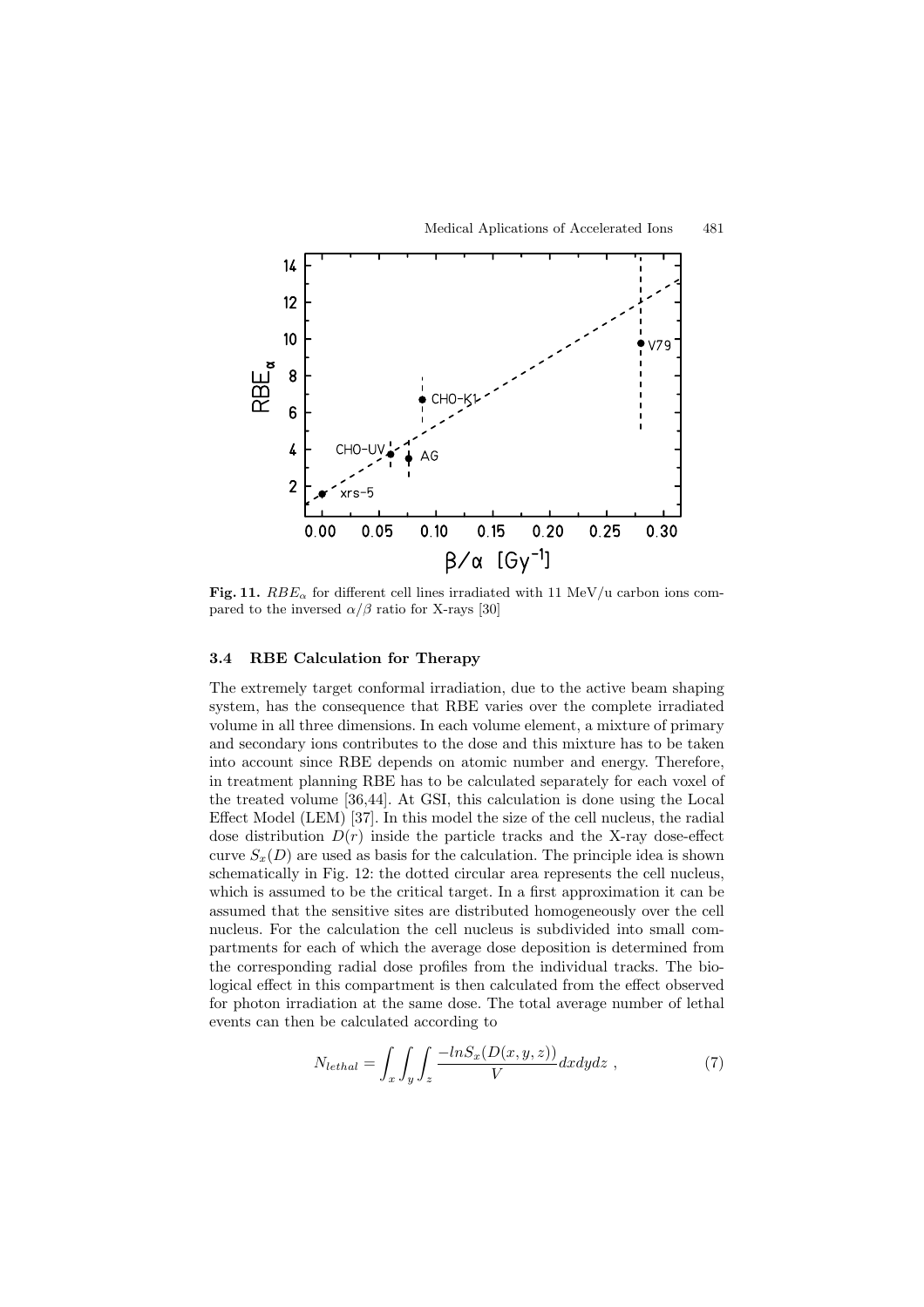**Fig. 11.** $RBE_\alpha$ for different cell lines irradiated with 11 MeV/u carbon ions compared to the inversed $\alpha/\beta$ ratio for X-rays [30]

### 3.4 RBE Calculation for Therapy

The extremely target conformal irradiation, due to the active beam shaping system, has the consequence that RBE varies over the complete irradiated volume in all three dimensions. In each volume element, a mixture of primary and secondary ions contributes to the dose and this mixture has to be taken into account since RBE depends on atomic number and energy. Therefore, in treatment planning RBE has to be calculated separately for each voxel of the treated volume [36,44]. At GSI, this calculation is done using the Local Effect Model (LEM) [37]. In this model the size of the cell nucleus, the radial dose distribution $D(r)$ inside the particle tracks and the X-ray dose-effect curve $S_x(D)$ are used as basis for the calculation. The principle idea is shown schematically in Fig. 12: the dotted circular area represents the cell nucleus, which is assumed to be the critical target. In a first approximation it can be assumed that the sensitive sites are distributed homogeneously over the cell nucleus. For the calculation the cell nucleus is subdivided into small compartments for each of which the average dose deposition is determined from the corresponding radial dose profiles from the individual tracks. The biological effect in this compartment is then calculated from the effect observed for photon irradiation at the same dose. The total average number of lethal events can then be calculated according to

$$N_{lethal} = \int_x \int_y \int_z \frac{-lnS_x(D(x,y,z))}{V} dxdydz \; , \tag{7}$$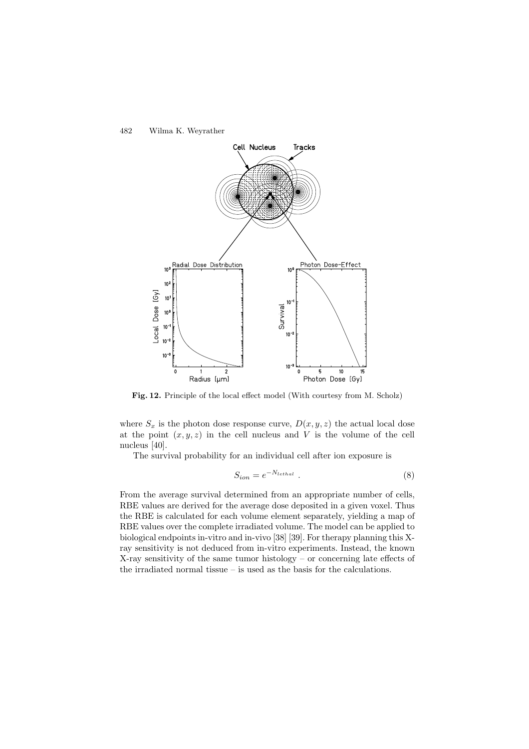**Fig. 12.** Principle of the local effect model (With courtesy from M. Scholz)

where $S_x$ is the photon dose response curve, $D(x, y, z)$ the actual local dose at the point $(x, y, z)$ in the cell nucleus and $V$ is the volume of the cell nucleus [40].

The survival probability for an individual cell after ion exposure is

$$S_{ion} = e^{-N_{lethal}} \ . \tag{8}$$

From the average survival determined from an appropriate number of cells, RBE values are derived for the average dose deposited in a given voxel. Thus the RBE is calculated for each volume element separately, yielding a map of RBE values over the complete irradiated volume. The model can be applied to biological endpoints in-vitro and in-vivo [38] [39]. For therapy planning this X-ray sensitivity is not deduced from in-vitro experiments. Instead, the known X-ray sensitivity of the same tumor histology – or concerning late effects of the irradiated normal tissue – is used as the basis for the calculations.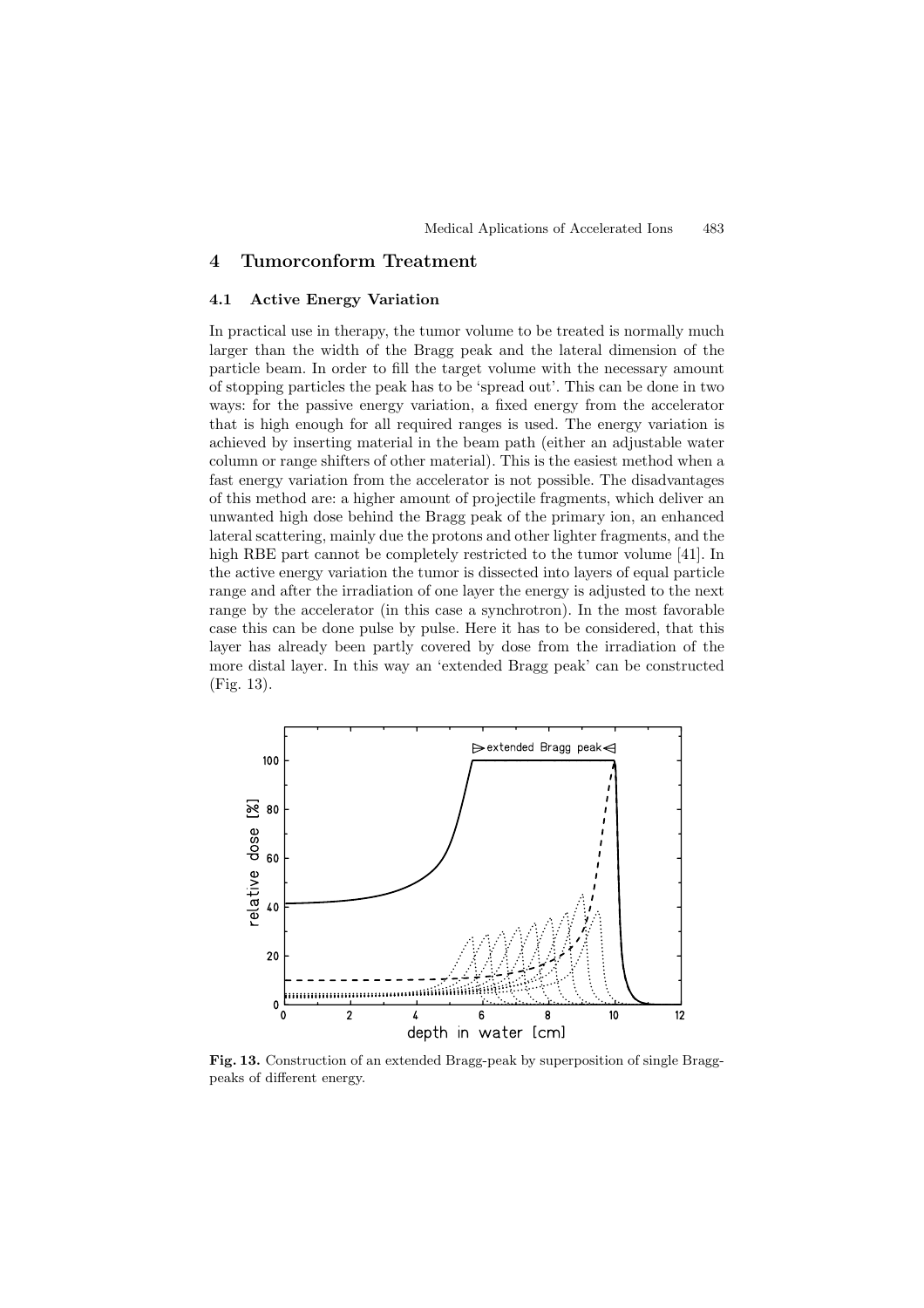## 4 Tumorconform Treatment

### 4.1 Active Energy Variation

In practical use in therapy, the tumor volume to be treated is normally much larger than the width of the Bragg peak and the lateral dimension of the particle beam. In order to fill the target volume with the necessary amount of stopping particles the peak has to be 'spread out'. This can be done in two ways: for the passive energy variation, a fixed energy from the accelerator that is high enough for all required ranges is used. The energy variation is achieved by inserting material in the beam path (either an adjustable water column or range shifters of other material). This is the easiest method when a fast energy variation from the accelerator is not possible. The disadvantages of this method are: a higher amount of projectile fragments, which deliver an unwanted high dose behind the Bragg peak of the primary ion, an enhanced lateral scattering, mainly due the protons and other lighter fragments, and the high RBE part cannot be completely restricted to the tumor volume [41]. In the active energy variation the tumor is dissected into layers of equal particle range and after the irradiation of one layer the energy is adjusted to the next range by the accelerator (in this case a synchrotron). In the most favorable case this can be done pulse by pulse. Here it has to be considered, that this layer has already been partly covered by dose from the irradiation of the more distal layer. In this way an 'extended Bragg peak' can be constructed (Fig. 13).

**Fig. 13.** Construction of an extended Bragg-peak by superposition of single Bragg-peaks of different energy.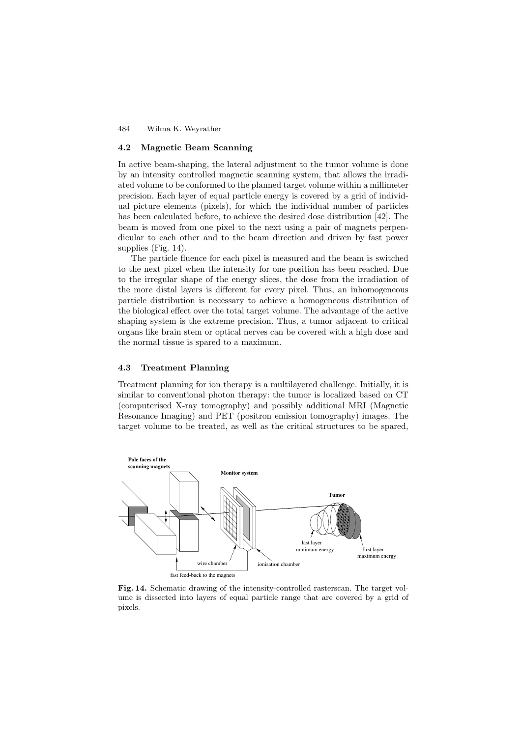### 4.2 Magnetic Beam Scanning

In active beam-shaping, the lateral adjustment to the tumor volume is done by an intensity controlled magnetic scanning system, that allows the irradiated volume to be conformed to the planned target volume within a millimeter precision. Each layer of equal particle energy is covered by a grid of individual picture elements (pixels), for which the individual number of particles has been calculated before, to achieve the desired dose distribution [42]. The beam is moved from one pixel to the next using a pair of magnets perpendicular to each other and to the beam direction and driven by fast power supplies (Fig. 14).

The particle fluence for each pixel is measured and the beam is switched to the next pixel when the intensity for one position has been reached. Due to the irregular shape of the energy slices, the dose from the irradiation of the more distal layers is different for every pixel. Thus, an inhomogeneous particle distribution is necessary to achieve a homogeneous distribution of the biological effect over the total target volume. The advantage of the active shaping system is the extreme precision. Thus, a tumor adjacent to critical organs like brain stem or optical nerves can be covered with a high dose and the normal tissue is spared to a maximum.

### 4.3 Treatment Planning

Treatment planning for ion therapy is a multilayered challenge. Initially, it is similar to conventional photon therapy: the tumor is localized based on CT (computerised X-ray tomography) and possibly additional MRI (Magnetic Resonance Imaging) and PET (positron emission tomography) images. The target volume to be treated, as well as the critical structures to be spared,

Pole faces of the scanning magnets

Monitor system

Tumor

last layer
minimum energy

first layer
maximum energy

wire chamber

ionisation chamber

fast feed-back to the magnets

**Fig. 14.** Schematic drawing of the intensity-controlled rasterscan. The target volume is dissected into layers of equal particle range that are covered by a grid of pixels.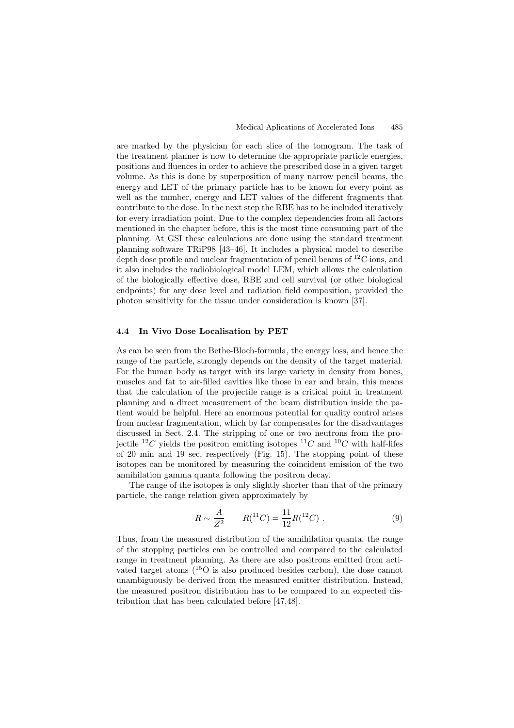are marked by the physician for each slice of the tomogram. The task of the treatment planner is now to determine the appropriate particle energies, positions and fluences in order to achieve the prescribed dose in a given target volume. As this is done by superposition of many narrow pencil beams, the energy and LET of the primary particle has to be known for every point as well as the number, energy and LET values of the different fragments that contribute to the dose. In the next step the RBE has to be included iteratively for every irradiation point. Due to the complex dependencies from all factors mentioned in the chapter before, this is the most time consuming part of the planning. At GSI these calculations are done using the standard treatment planning software TRiP98 [43–46]. It includes a physical model to describe depth dose profile and nuclear fragmentation of pencil beams of $^{12}$C ions, and it also includes the radiobiological model LEM, which allows the calculation of the biologically effective dose, RBE and cell survival (or other biological endpoints) for any dose level and radiation field composition, provided the photon sensitivity for the tissue under consideration is known [37].

### 4.4 In Vivo Dose Localisation by PET

As can be seen from the Bethe-Bloch-formula, the energy loss, and hence the range of the particle, strongly depends on the density of the target material. For the human body as target with its large variety in density from bones, muscles and fat to air-filled cavities like those in ear and brain, this means that the calculation of the projectile range is a critical point in treatment planning and a direct measurement of the beam distribution inside the patient would be helpful. Here an enormous potential for quality control arises from nuclear fragmentation, which by far compensates for the disadvantages discussed in Sect. 2.4. The stripping of one or two neutrons from the projectile $^{12}C$ yields the positron emitting isotopes $^{11}C$ and $^{10}C$ with half-lifes of 20 min and 19 sec, respectively (Fig. 15). The stopping point of these isotopes can be monitored by measuring the coincident emission of the two annihilation gamma quanta following the positron decay.

The range of the isotopes is only slightly shorter than that of the primary particle, the range relation given approximately by

$$R \sim \frac{A}{Z^2} \qquad R(^{11}C) = \frac{11}{12} R(^{12}C) \; . \tag{9}$$

Thus, from the measured distribution of the annihilation quanta, the range of the stopping particles can be controlled and compared to the calculated range in treatment planning. As there are also positrons emitted from activated target atoms ($^{15}$O is also produced besides carbon), the dose cannot unambiguously be derived from the measured emitter distribution. Instead, the measured positron distribution has to be compared to an expected distribution that has been calculated before [47,48].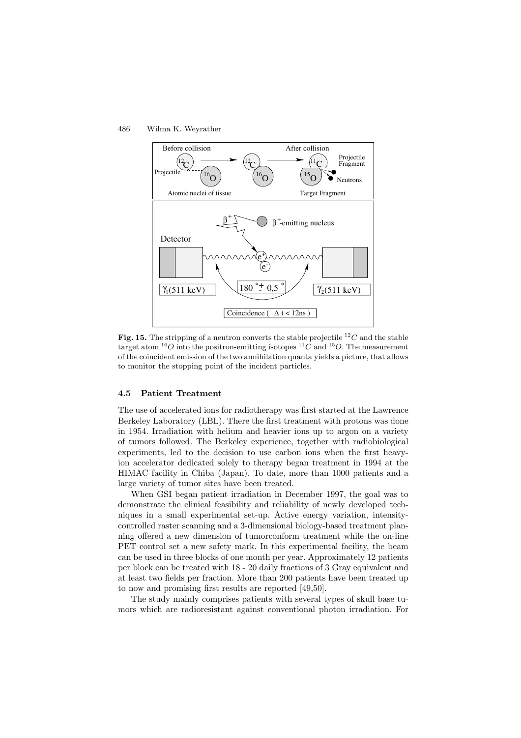**Fig. 15.** The stripping of a neutron converts the stable projectile $^{12}C$ and the stable target atom $^{16}O$ into the positron-emitting isotopes $^{11}C$ and $^{15}O$. The measurement of the coincident emission of the two annihilation quanta yields a picture, that allows to monitor the stopping point of the incident particles.

### 4.5 Patient Treatment

The use of accelerated ions for radiotherapy was first started at the Lawrence Berkeley Laboratory (LBL). There the first treatment with protons was done in 1954. Irradiation with helium and heavier ions up to argon on a variety of tumors followed. The Berkeley experience, together with radiobiological experiments, led to the decision to use carbon ions when the first heavy-ion accelerator dedicated solely to therapy began treatment in 1994 at the HIMAC facility in Chiba (Japan). To date, more than 1000 patients and a large variety of tumor sites have been treated.

When GSI began patient irradiation in December 1997, the goal was to demonstrate the clinical feasibility and reliability of newly developed techniques in a small experimental set-up. Active energy variation, intensity-controlled raster scanning and a 3-dimensional biology-based treatment planning offered a new dimension of tumorconform treatment while the on-line PET control set a new safety mark. In this experimental facility, the beam can be used in three blocks of one month per year. Approximately 12 patients per block can be treated with 18 - 20 daily fractions of 3 Gray equivalent and at least two fields per fraction. More than 200 patients have been treated up to now and promising first results are reported [49,50].

The study mainly comprises patients with several types of skull base tumors which are radioresistant against conventional photon irradiation. For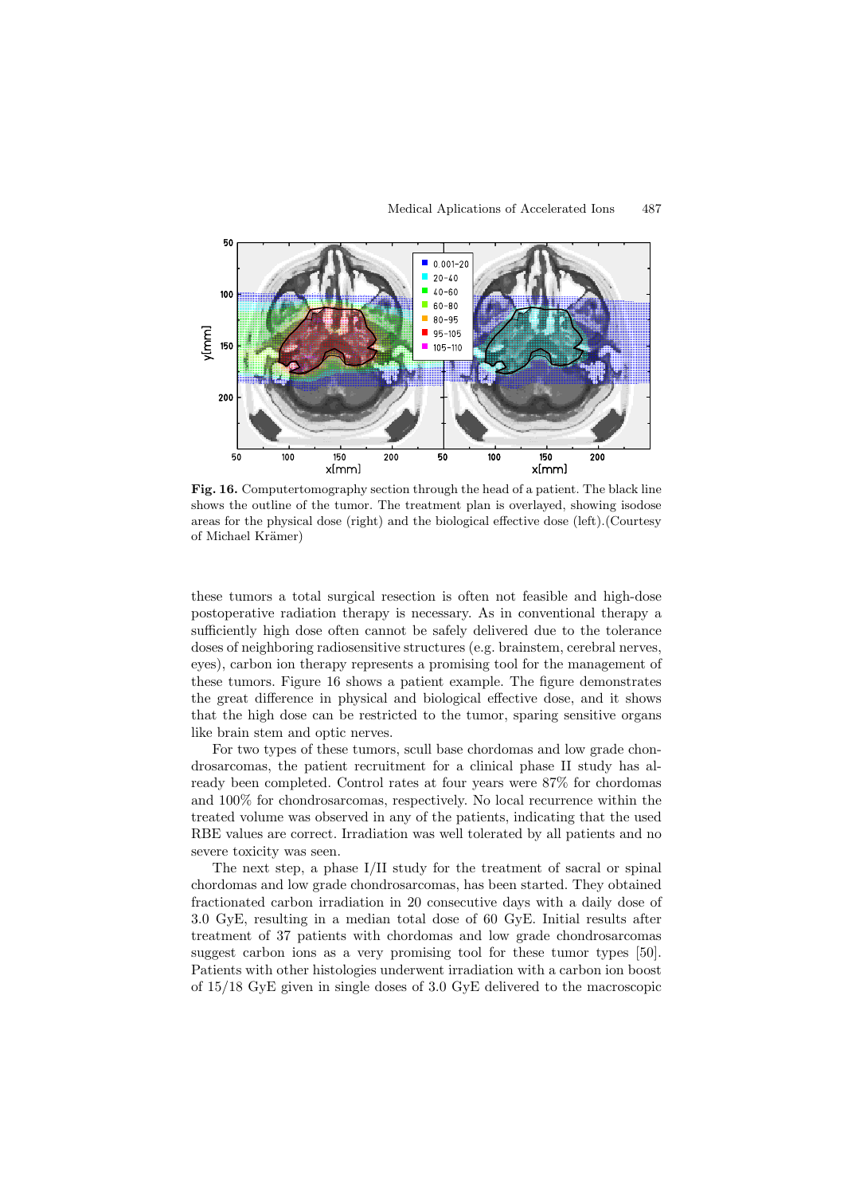**Fig. 16.** Computertomography section through the head of a patient. The black line shows the outline of the tumor. The treatment plan is overlayed, showing isodose areas for the physical dose (right) and the biological effective dose (left).(Courtesy of Michael Krämer)

these tumors a total surgical resection is often not feasible and high-dose postoperative radiation therapy is necessary. As in conventional therapy a sufficiently high dose often cannot be safely delivered due to the tolerance doses of neighboring radiosensitive structures (e.g. brainstem, cerebral nerves, eyes), carbon ion therapy represents a promising tool for the management of these tumors. Figure 16 shows a patient example. The figure demonstrates the great difference in physical and biological effective dose, and it shows that the high dose can be restricted to the tumor, sparing sensitive organs like brain stem and optic nerves.

For two types of these tumors, scull base chordomas and low grade chondrosarcomas, the patient recruitment for a clinical phase II study has already been completed. Control rates at four years were 87% for chordomas and 100% for chondrosarcomas, respectively. No local recurrence within the treated volume was observed in any of the patients, indicating that the used RBE values are correct. Irradiation was well tolerated by all patients and no severe toxicity was seen.

The next step, a phase I/II study for the treatment of sacral or spinal chordomas and low grade chondrosarcomas, has been started. They obtained fractionated carbon irradiation in 20 consecutive days with a daily dose of 3.0 GyE, resulting in a median total dose of 60 GyE. Initial results after treatment of 37 patients with chordomas and low grade chondrosarcomas suggest carbon ions as a very promising tool for these tumor types [50]. Patients with other histologies underwent irradiation with a carbon ion boost of 15/18 GyE given in single doses of 3.0 GyE delivered to the macroscopic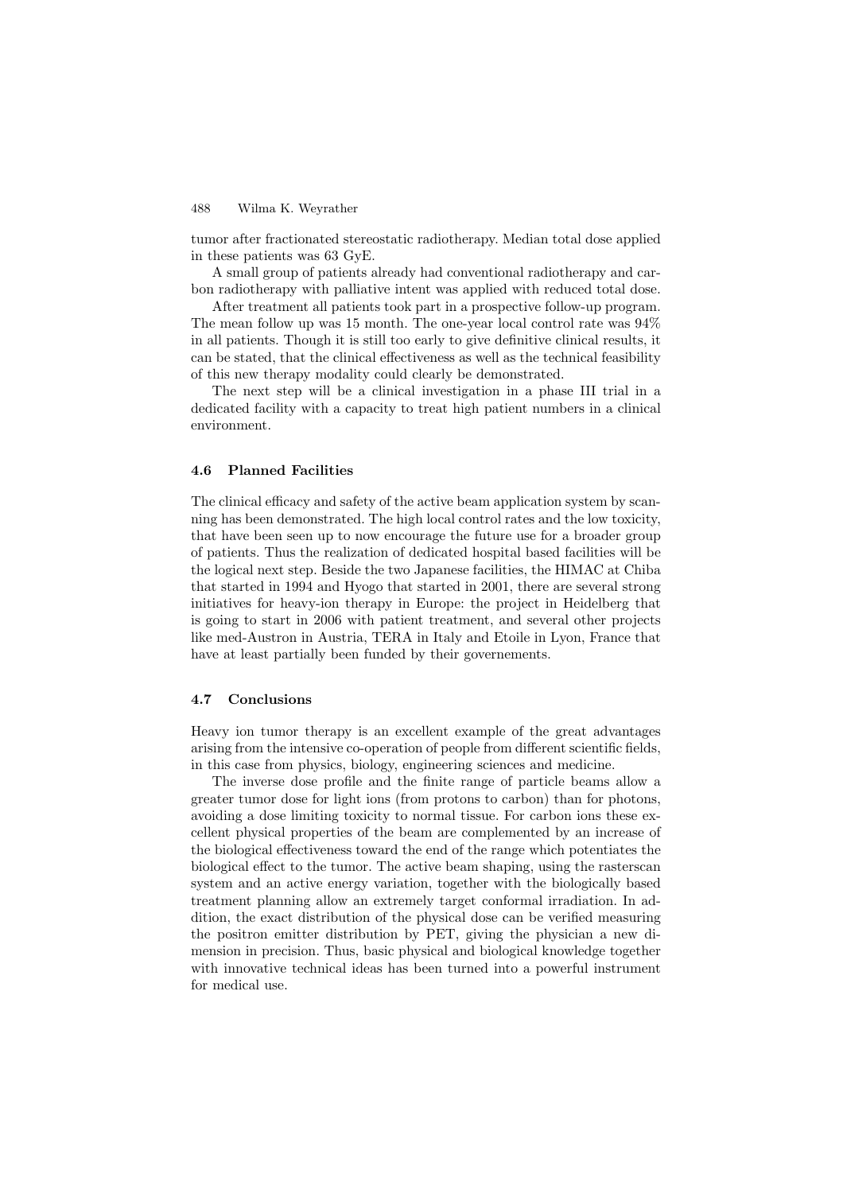tumor after fractionated stereostatic radiotherapy. Median total dose applied in these patients was 63 GyE.

A small group of patients already had conventional radiotherapy and carbon radiotherapy with palliative intent was applied with reduced total dose.

After treatment all patients took part in a prospective follow-up program. The mean follow up was 15 month. The one-year local control rate was 94% in all patients. Though it is still too early to give definitive clinical results, it can be stated, that the clinical effectiveness as well as the technical feasibility of this new therapy modality could clearly be demonstrated.

The next step will be a clinical investigation in a phase III trial in a dedicated facility with a capacity to treat high patient numbers in a clinical environment.

### 4.6 Planned Facilities

The clinical efficacy and safety of the active beam application system by scanning has been demonstrated. The high local control rates and the low toxicity, that have been seen up to now encourage the future use for a broader group of patients. Thus the realization of dedicated hospital based facilities will be the logical next step. Beside the two Japanese facilities, the HIMAC at Chiba that started in 1994 and Hyogo that started in 2001, there are several strong initiatives for heavy-ion therapy in Europe: the project in Heidelberg that is going to start in 2006 with patient treatment, and several other projects like med-Austron in Austria, TERA in Italy and Etoile in Lyon, France that have at least partially been funded by their governements.

### 4.7 Conclusions

Heavy ion tumor therapy is an excellent example of the great advantages arising from the intensive co-operation of people from different scientific fields, in this case from physics, biology, engineering sciences and medicine.

The inverse dose profile and the finite range of particle beams allow a greater tumor dose for light ions (from protons to carbon) than for photons, avoiding a dose limiting toxicity to normal tissue. For carbon ions these excellent physical properties of the beam are complemented by an increase of the biological effectiveness toward the end of the range which potentiates the biological effect to the tumor. The active beam shaping, using the rasterscan system and an active energy variation, together with the biologically based treatment planning allow an extremely target conformal irradiation. In addition, the exact distribution of the physical dose can be verified measuring the positron emitter distribution by PET, giving the physician a new dimension in precision. Thus, basic physical and biological knowledge together with innovative technical ideas has been turned into a powerful instrument for medical use.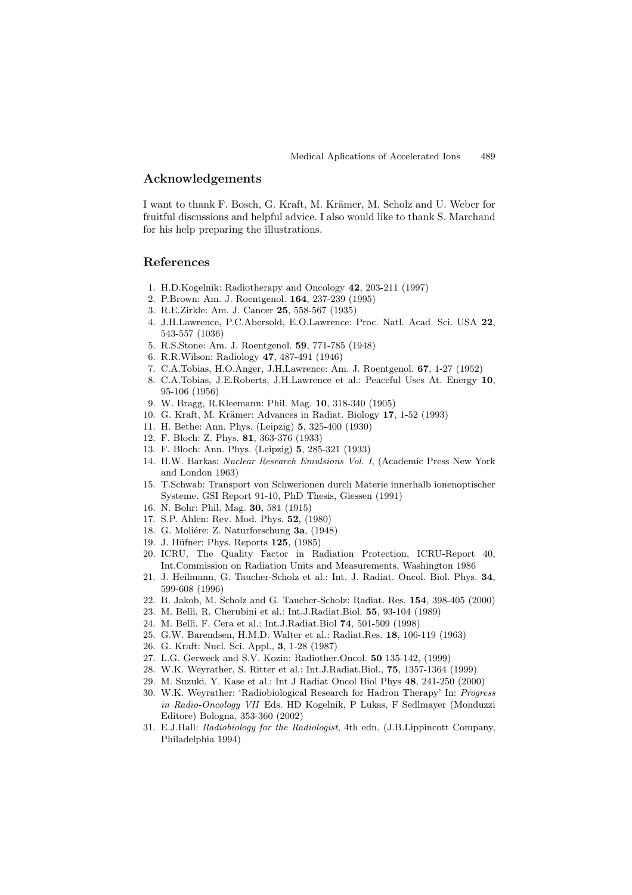## Acknowledgements

I want to thank F. Bosch, G. Kraft, M. Krämer, M. Scholz and U. Weber for fruitful discussions and helpful advice. I also would like to thank S. Marchand for his help preparing the illustrations.

## References

1. H.D.Kogelnik: Radiotherapy and Oncology **42**, 203-211 (1997)
2. P.Brown: Am. J. Roentgenol. **164**, 237-239 (1995)
3. R.E.Zirkle: Am. J. Cancer **25**, 558-567 (1935)
4. J.H.Lawrence, P.C.Abersold, E.O.Lawrence: Proc. Natl. Acad. Sci. USA **22**, 543-557 (1036)
5. R.S.Stone: Am. J. Roentgenol. **59**, 771-785 (1948)
6. R.R.Wilson: Radiology **47**, 487-491 (1946)
7. C.A.Tobias, H.O.Anger, J.H.Lawrence: Am. J. Roentgenol. **67**, 1-27 (1952)
8. C.A.Tobias, J.E.Roberts, J.H.Lawrence et al.: Peaceful Uses At. Energy **10**, 95-106 (1956)
9. W. Bragg, R.Kleemann: Phil. Mag. **10**, 318-340 (1905)
10. G. Kraft, M. Krämer: Advances in Radiat. Biology **17**, 1-52 (1993)
11. H. Bethe: Ann. Phys. (Leipzig) **5**, 325-400 (1930)
12. F. Bloch: Z. Phys. **81**, 363-376 (1933)
13. F. Bloch: Ann. Phys. (Leipzig) **5**, 285-321 (1933)
14. H.W. Barkas: *Nuclear Research Emulsions Vol. I*, (Academic Press New York and London 1963)
15. T.Schwab: Transport von Schwerionen durch Materie innerhalb ionenoptischer Systeme. GSI Report 91-10, PhD Thesis, Giessen (1991)
16. N. Bohr: Phil. Mag. **30**, 581 (1915)
17. S.P. Ahlen: Rev. Mod. Phys. **52**, (1980)
18. G. Moliére: Z. Naturforschung **3a**, (1948)
19. J. Hüfner: Phys. Reports **125**, (1985)
20. ICRU, The Quality Factor in Radiation Protection, ICRU-Report 40, Int.Commission on Radiation Units and Measurements, Washington 1986
21. J. Heilmann, G. Taucher-Scholz et al.: Int. J. Radiat. Oncol. Biol. Phys. **34**, 599-608 (1996)
22. B. Jakob, M. Scholz and G. Taucher-Scholz: Radiat. Res. **154**, 398-405 (2000)
23. M. Belli, R. Cherubini et al.: Int.J.Radiat.Biol. **55**, 93-104 (1989)
24. M. Belli, F. Cera et al.: Int.J.Radiat.Biol **74**, 501-509 (1998)
25. G.W. Barendsen, H.M.D. Walter et al.: Radiat.Res. **18**, 106-119 (1963)
26. G. Kraft: Nucl. Sci. Appl., **3**, 1-28 (1987)
27. L.G. Gerweck and S.V. Kozin: Radiother.Oncol. **50** 135-142, (1999)
28. W.K. Weyrather, S. Ritter et al.: Int.J.Radiat.Biol., **75**, 1357-1364 (1999)
29. M. Suzuki, Y. Kase et al.: Int J Radiat Oncol Biol Phys **48**, 241-250 (2000)
30. W.K. Weyrather: 'Radiobiological Research for Hadron Therapy' In: *Progress in Radio-Oncology VII* Eds. HD Kogelnik, P Lukas, F Sedlmayer (Monduzzi Editore) Bologna, 353-360 (2002)
31. E.J.Hall: *Radiobiology for the Radiologist*, 4th edn. (J.B.Lippincott Company, Philadelphia 1994)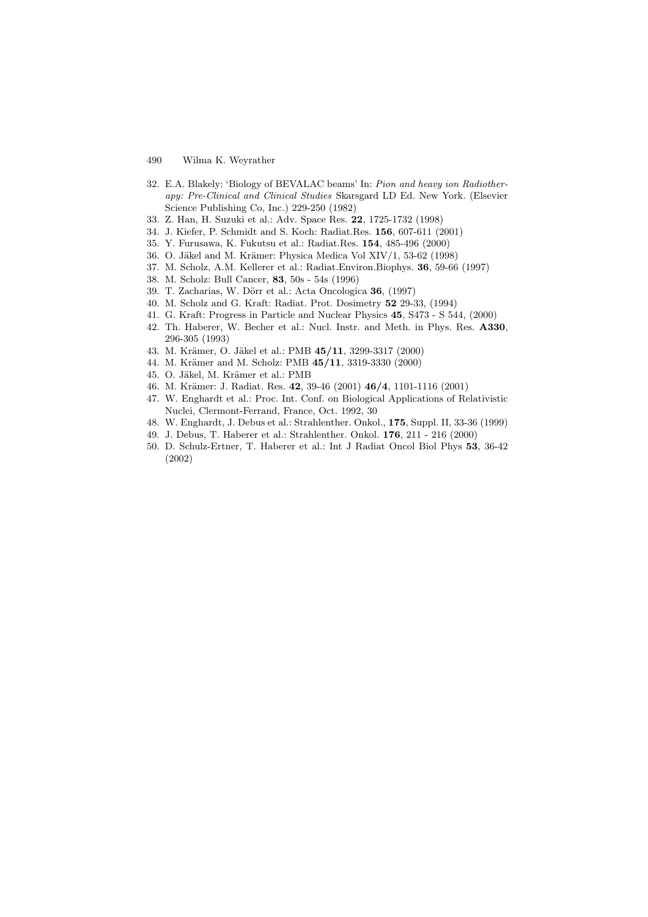32. E.A. Blakely: 'Biology of BEVALAC beams' In: *Pion and heavy ion Radiotherapy: Pre-Clinical and Clinical Studies* Skarsgard LD Ed. New York. (Elsevier Science Publishing Co, Inc.) 229-250 (1982)
33. Z. Han, H. Suzuki et al.: Adv. Space Res. **22**, 1725-1732 (1998)
34. J. Kiefer, P. Schmidt and S. Koch: Radiat.Res. **156**, 607-611 (2001)
35. Y. Furusawa, K. Fukutsu et al.: Radiat.Res. **154**, 485-496 (2000)
36. O. Jäkel and M. Krämer: Physica Medica Vol XIV/1, 53-62 (1998)
37. M. Scholz, A.M. Kellerer et al.: Radiat.Environ.Biophys. **36**, 59-66 (1997)
38. M. Scholz: Bull Cancer, **83**, 50s - 54s (1996)
39. T. Zacharias, W. Dörr et al.: Acta Oncologica **36**, (1997)
40. M. Scholz and G. Kraft: Radiat. Prot. Dosimetry **52** 29-33, (1994)
41. G. Kraft: Progress in Particle and Nuclear Physics **45**, S473 - S 544, (2000)
42. Th. Haberer, W. Becher et al.: Nucl. Instr. and Meth. in Phys. Res. **A330**, 296-305 (1993)
43. M. Krämer, O. Jäkel et al.: PMB **45/11**, 3299-3317 (2000)
44. M. Krämer and M. Scholz: PMB **45/11**, 3319-3330 (2000)
45. O. Jäkel, M. Krämer et al.: PMB
46. M. Krämer: J. Radiat. Res. **42**, 39-46 (2001) **46/4**, 1101-1116 (2001)
47. W. Enghardt et al.: Proc. Int. Conf. on Biological Applications of Relativistic Nuclei, Clermont-Ferrand, France, Oct. 1992, 30
48. W. Enghardt, J. Debus et al.: Strahlenther. Onkol., **175**, Suppl. II, 33-36 (1999)
49. J. Debus, T. Haberer et al.: Strahlenther. Onkol. **176**, 211 - 216 (2000)
50. D. Schulz-Ertner, T. Haberer et al.: Int J Radiat Oncol Biol Phys **53**, 36-42 (2002)